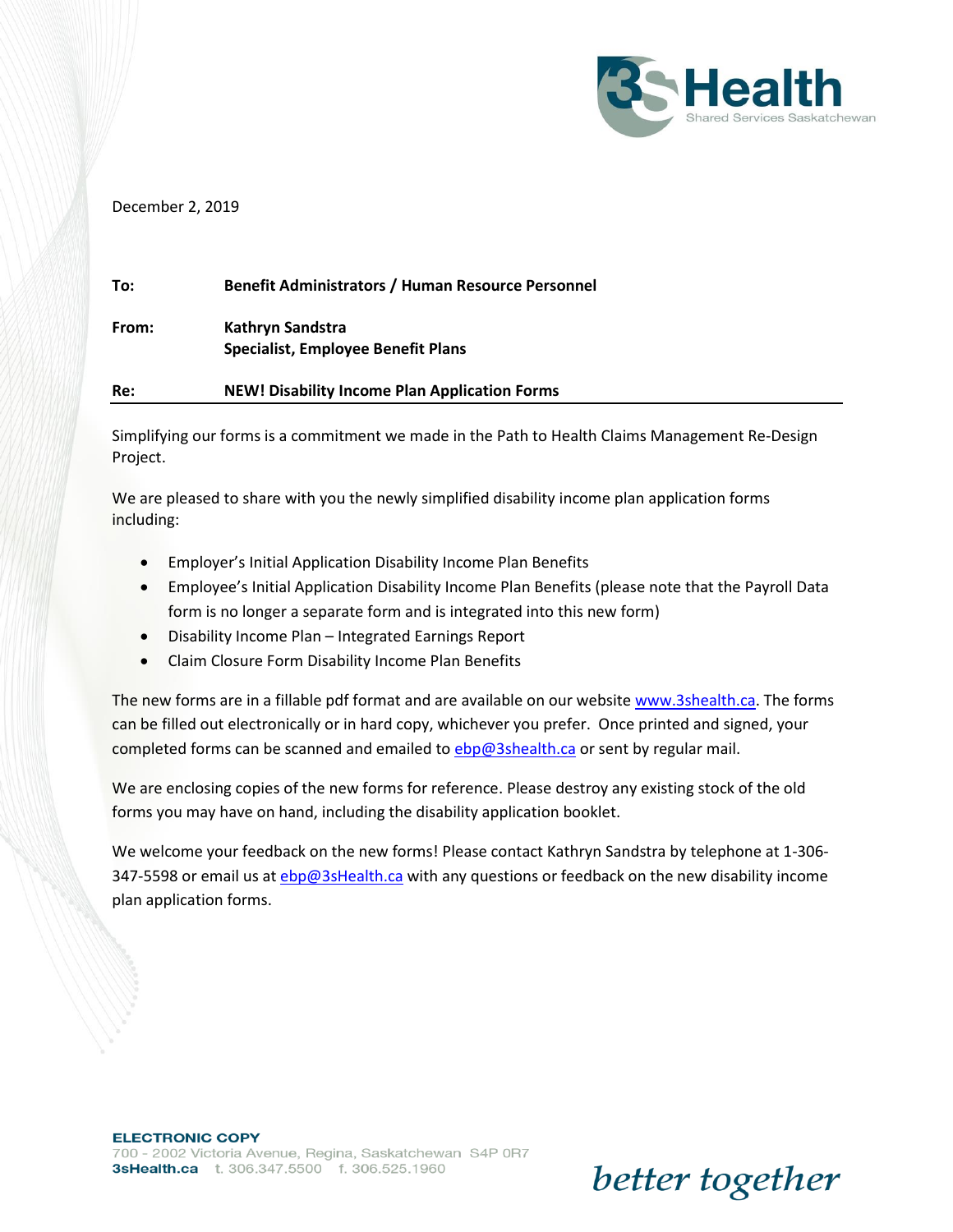December 2, 2019

**To:** Benefit Administrators / Human Resource Personnel

**From:** Kathryn Sandstra
Specialist, Employee Benefit Plans

**Re:** NEW! Disability Income Plan Application Forms

---

Simplifying our forms is a commitment we made in the Path to Health Claims Management Re-Design Project.

We are pleased to share with you the newly simplified disability income plan application forms including:

- Employer's Initial Application Disability Income Plan Benefits
- Employee's Initial Application Disability Income Plan Benefits (please note that the Payroll Data form is no longer a separate form and is integrated into this new form)
- Disability Income Plan – Integrated Earnings Report
- Claim Closure Form Disability Income Plan Benefits

The new forms are in a fillable pdf format and are available on our website www.3shealth.ca. The forms can be filled out electronically or in hard copy, whichever you prefer. Once printed and signed, your completed forms can be scanned and emailed to ebp@3shealth.ca or sent by regular mail.

We are enclosing copies of the new forms for reference. Please destroy any existing stock of the old forms you may have on hand, including the disability application booklet.

We welcome your feedback on the new forms! Please contact Kathryn Sandstra by telephone at 1-306-347-5598 or email us at ebp@3sHealth.ca with any questions or feedback on the new disability income plan application forms.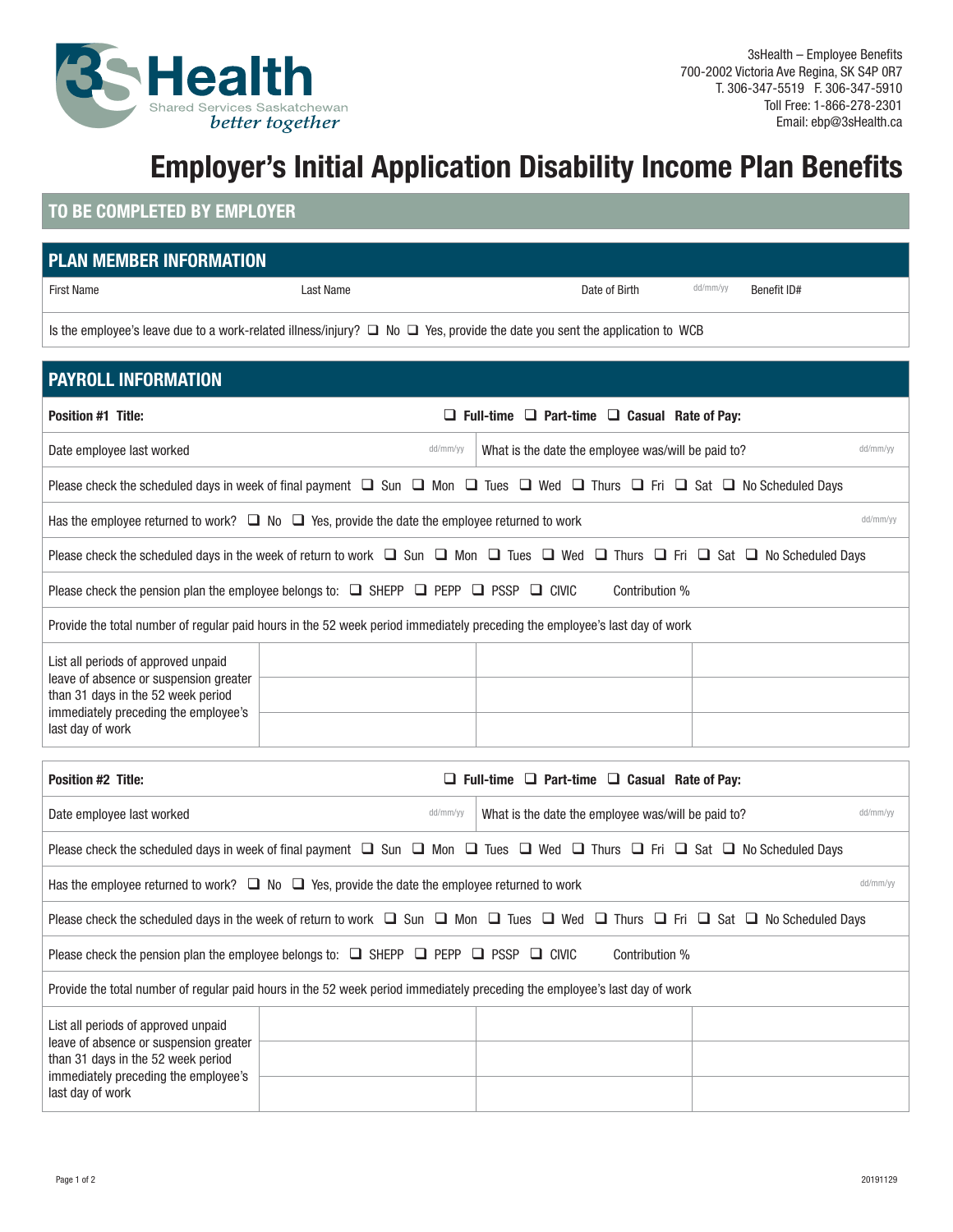3sHealth – Employee Benefits
700-2002 Victoria Ave Regina, SK S4P 0R7
T. 306-347-5519 F. 306-347-5910
Toll Free: 1-866-278-2301
Email: ebp@3sHealth.ca

# Employer's Initial Application Disability Income Plan Benefits

## TO BE COMPLETED BY EMPLOYER

## PLAN MEMBER INFORMATION

| First Name | Last Name | Date of Birth dd/mm/yy | Benefit ID# |
|---|---|---|---|

Is the employee's leave due to a work-related illness/injury? ❑ No ❑ Yes, provide the date you sent the application to WCB

## PAYROLL INFORMATION

**Position #1 Title:** ❑ **Full-time** ❑ **Part-time** ❑ **Casual** **Rate of Pay:**

| Date employee last worked dd/mm/yy | What is the date the employee was/will be paid to? dd/mm/yy |
|---|---|

Please check the scheduled days in week of final payment ❑ Sun ❑ Mon ❑ Tues ❑ Wed ❑ Thurs ❑ Fri ❑ Sat ❑ No Scheduled Days

Has the employee returned to work? ❑ No ❑ Yes, provide the date the employee returned to work dd/mm/yy

Please check the scheduled days in the week of return to work ❑ Sun ❑ Mon ❑ Tues ❑ Wed ❑ Thurs ❑ Fri ❑ Sat ❑ No Scheduled Days

Please check the pension plan the employee belongs to: ❑ SHEPP ❑ PEPP ❑ PSSP ❑ CIVIC Contribution %

Provide the total number of regular paid hours in the 52 week period immediately preceding the employee's last day of work

| List all periods of approved unpaid leave of absence or suspension greater than 31 days in the 52 week period immediately preceding the employee's last day of work | | | |
|---|---|---|---|
| | | | |
| | | | |

**Position #2 Title:** ❑ **Full-time** ❑ **Part-time** ❑ **Casual** **Rate of Pay:**

| Date employee last worked dd/mm/yy | What is the date the employee was/will be paid to? dd/mm/yy |
|---|---|

Please check the scheduled days in week of final payment ❑ Sun ❑ Mon ❑ Tues ❑ Wed ❑ Thurs ❑ Fri ❑ Sat ❑ No Scheduled Days

Has the employee returned to work? ❑ No ❑ Yes, provide the date the employee returned to work dd/mm/yy

Please check the scheduled days in the week of return to work ❑ Sun ❑ Mon ❑ Tues ❑ Wed ❑ Thurs ❑ Fri ❑ Sat ❑ No Scheduled Days

Please check the pension plan the employee belongs to: ❑ SHEPP ❑ PEPP ❑ PSSP ❑ CIVIC Contribution %

Provide the total number of regular paid hours in the 52 week period immediately preceding the employee's last day of work

| List all periods of approved unpaid leave of absence or suspension greater than 31 days in the 52 week period immediately preceding the employee's last day of work | | | |
|---|---|---|---|
| | | | |
| | | | |

20191129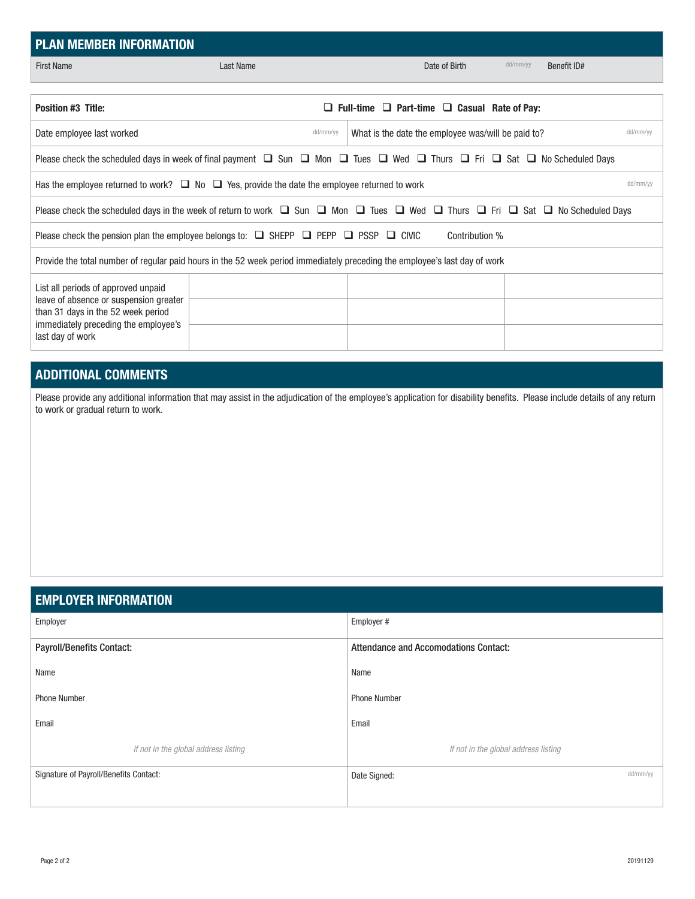## PLAN MEMBER INFORMATION

| First Name | Last Name | Date of Birth dd/mm/yy | Benefit ID# |
|---|---|---|---|
| | | | |

| **Position #3 Title:** | ❑ **Full-time** ❑ **Part-time** ❑ **Casual** **Rate of Pay:** |
|---|---|
| Date employee last worked dd/mm/yy | What is the date the employee was/will be paid to? dd/mm/yy |

Please check the scheduled days in week of final payment ❑ Sun ❑ Mon ❑ Tues ❑ Wed ❑ Thurs ❑ Fri ❑ Sat ❑ No Scheduled Days

Has the employee returned to work? ❑ No ❑ Yes, provide the date the employee returned to work dd/mm/yy

Please check the scheduled days in the week of return to work ❑ Sun ❑ Mon ❑ Tues ❑ Wed ❑ Thurs ❑ Fri ❑ Sat ❑ No Scheduled Days

Please check the pension plan the employee belongs to: ❑ SHEPP ❑ PEPP ❑ PSSP ❑ CIVIC Contribution %

Provide the total number of regular paid hours in the 52 week period immediately preceding the employee's last day of work

| List all periods of approved unpaid leave of absence or suspension greater than 31 days in the 52 week period immediately preceding the employee's last day of work | | | |
|---|---|---|---|
| | | | |
| | | | |

## ADDITIONAL COMMENTS

Please provide any additional information that may assist in the adjudication of the employee's application for disability benefits. Please include details of any return to work or gradual return to work.

## EMPLOYER INFORMATION

| Employer | Employer # |
|---|---|
| **Payroll/Benefits Contact:** | **Attendance and Accomodations Contact:** |
| Name | Name |
| Phone Number | Phone Number |
| Email | Email |
| *If not in the global address listing* | *If not in the global address listing* |
| Signature of Payroll/Benefits Contact: | Date Signed: dd/mm/yy |

20191129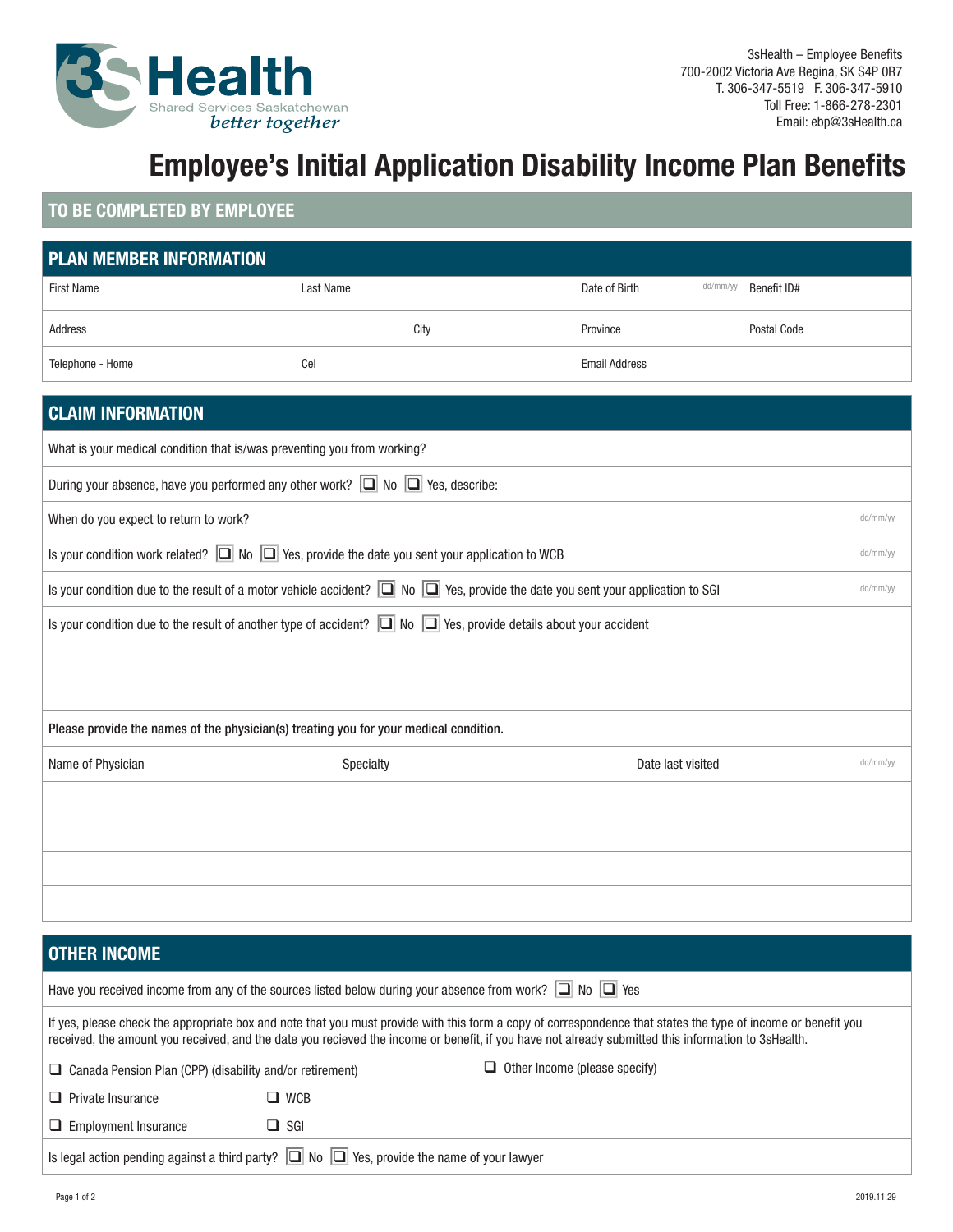3sHealth – Employee Benefits
700-2002 Victoria Ave Regina, SK S4P 0R7
T. 306-347-5519 F. 306-347-5910
Toll Free: 1-866-278-2301
Email: ebp@3sHealth.ca

3sHealth Shared Services Saskatchewan *better together*

# Employee's Initial Application Disability Income Plan Benefits

## TO BE COMPLETED BY EMPLOYEE

## PLAN MEMBER INFORMATION

| First Name | Last Name | Date of Birth dd/mm/yy | Benefit ID# |
|---|---|---|---|
| Address | City | Province | Postal Code |
| Telephone - Home | Cel | Email Address | |

## CLAIM INFORMATION

What is your medical condition that is/was preventing you from working?

During your absence, have you performed any other work? ❑ No ❑ Yes, describe:

When do you expect to return to work? dd/mm/yy

Is your condition work related? ❑ No ❑ Yes, provide the date you sent your application to WCB dd/mm/yy

Is your condition due to the result of a motor vehicle accident? ❑ No ❑ Yes, provide the date you sent your application to SGI dd/mm/yy

Is your condition due to the result of another type of accident? ❑ No ❑ Yes, provide details about your accident

**Please provide the names of the physician(s) treating you for your medical condition.**

| Name of Physician | Specialty | Date last visited dd/mm/yy |
|---|---|---|
| | | |
| | | |
| | | |
| | | |

## OTHER INCOME

Have you received income from any of the sources listed below during your absence from work? ❑ No ❑ Yes

If yes, please check the appropriate box and note that you must provide with this form a copy of correspondence that states the type of income or benefit you received, the amount you received, and the date you recieved the income or benefit, if you have not already submitted this information to 3sHealth.

- ❑ Canada Pension Plan (CPP) (disability and/or retirement)
- ❑ Other Income (please specify)
- ❑ Private Insurance
- ❑ WCB
- ❑ Employment Insurance
- ❑ SGI

Is legal action pending against a third party? ❑ No ❑ Yes, provide the name of your lawyer

2019.11.29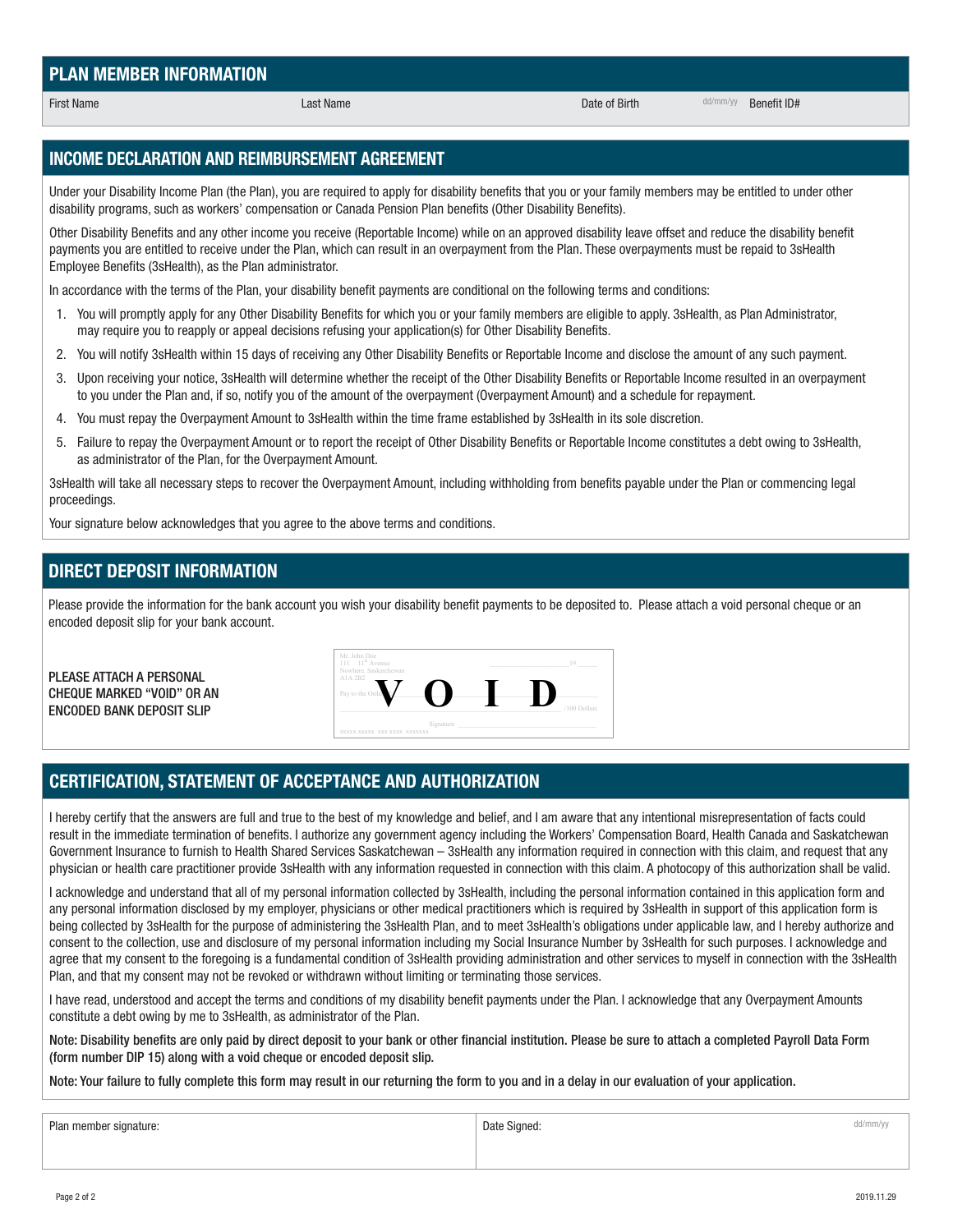## PLAN MEMBER INFORMATION

| First Name | Last Name | Date of Birth dd/mm/yy | Benefit ID# |
|---|---|---|---|
| | | | |

## INCOME DECLARATION AND REIMBURSEMENT AGREEMENT

Under your Disability Income Plan (the Plan), you are required to apply for disability benefits that you or your family members may be entitled to under other disability programs, such as workers' compensation or Canada Pension Plan benefits (Other Disability Benefits).

Other Disability Benefits and any other income you receive (Reportable Income) while on an approved disability leave offset and reduce the disability benefit payments you are entitled to receive under the Plan, which can result in an overpayment from the Plan. These overpayments must be repaid to 3sHealth Employee Benefits (3sHealth), as the Plan administrator.

In accordance with the terms of the Plan, your disability benefit payments are conditional on the following terms and conditions:

1. You will promptly apply for any Other Disability Benefits for which you or your family members are eligible to apply. 3sHealth, as Plan Administrator, may require you to reapply or appeal decisions refusing your application(s) for Other Disability Benefits.
2. You will notify 3sHealth within 15 days of receiving any Other Disability Benefits or Reportable Income and disclose the amount of any such payment.
3. Upon receiving your notice, 3sHealth will determine whether the receipt of the Other Disability Benefits or Reportable Income resulted in an overpayment to you under the Plan and, if so, notify you of the amount of the overpayment (Overpayment Amount) and a schedule for repayment.
4. You must repay the Overpayment Amount to 3sHealth within the time frame established by 3sHealth in its sole discretion.
5. Failure to repay the Overpayment Amount or to report the receipt of Other Disability Benefits or Reportable Income constitutes a debt owing to 3sHealth, as administrator of the Plan, for the Overpayment Amount.

3sHealth will take all necessary steps to recover the Overpayment Amount, including withholding from benefits payable under the Plan or commencing legal proceedings.

Your signature below acknowledges that you agree to the above terms and conditions.

## DIRECT DEPOSIT INFORMATION

Please provide the information for the bank account you wish your disability benefit payments to be deposited to. Please attach a void personal cheque or an encoded deposit slip for your bank account.

PLEASE ATTACH A PERSONAL CHEQUE MARKED "VOID" OR AN ENCODED BANK DEPOSIT SLIP

## CERTIFICATION, STATEMENT OF ACCEPTANCE AND AUTHORIZATION

I hereby certify that the answers are full and true to the best of my knowledge and belief, and I am aware that any intentional misrepresentation of facts could result in the immediate termination of benefits. I authorize any government agency including the Workers' Compensation Board, Health Canada and Saskatchewan Government Insurance to furnish to Health Shared Services Saskatchewan – 3sHealth any information required in connection with this claim, and request that any physician or health care practitioner provide 3sHealth with any information requested in connection with this claim. A photocopy of this authorization shall be valid.

I acknowledge and understand that all of my personal information collected by 3sHealth, including the personal information contained in this application form and any personal information disclosed by my employer, physicians or other medical practitioners which is required by 3sHealth in support of this application form is being collected by 3sHealth for the purpose of administering the 3sHealth Plan, and to meet 3sHealth's obligations under applicable law, and I hereby authorize and consent to the collection, use and disclosure of my personal information including my Social Insurance Number by 3sHealth for such purposes. I acknowledge and agree that my consent to the foregoing is a fundamental condition of 3sHealth providing administration and other services to myself in connection with the 3sHealth Plan, and that my consent may not be revoked or withdrawn without limiting or terminating those services.

I have read, understood and accept the terms and conditions of my disability benefit payments under the Plan. I acknowledge that any Overpayment Amounts constitute a debt owing by me to 3sHealth, as administrator of the Plan.

Note: Disability benefits are only paid by direct deposit to your bank or other financial institution. Please be sure to attach a completed Payroll Data Form (form number DIP 15) along with a void cheque or encoded deposit slip.

Note: Your failure to fully complete this form may result in our returning the form to you and in a delay in our evaluation of your application.

| Plan member signature: | Date Signed: dd/mm/yy |
|---|---|
| | |

2019.11.29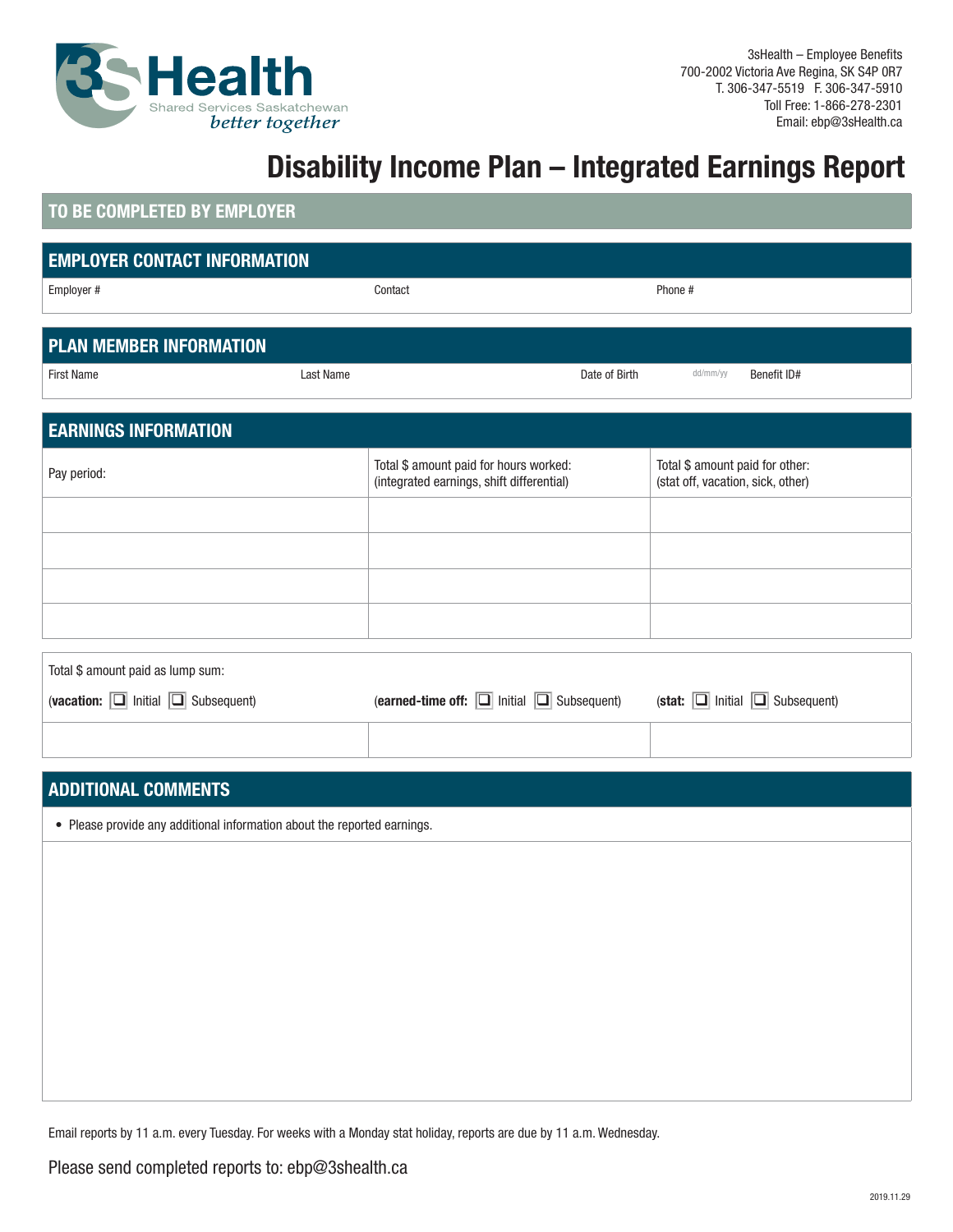3sHealth – Employee Benefits
700-2002 Victoria Ave Regina, SK S4P 0R7
T. 306-347-5519 F. 306-347-5910
Toll Free: 1-866-278-2301
Email: ebp@3sHealth.ca

# Disability Income Plan – Integrated Earnings Report

## TO BE COMPLETED BY EMPLOYER

## EMPLOYER CONTACT INFORMATION

| Employer # | Contact | Phone # |
|---|---|---|

## PLAN MEMBER INFORMATION

| First Name | Last Name | Date of Birth dd/mm/yy | Benefit ID# |
|---|---|---|---|

## EARNINGS INFORMATION

| Pay period: | Total $ amount paid for hours worked: (integrated earnings, shift differential) | Total $ amount paid for other: (stat off, vacation, sick, other) |
|---|---|---|
| | | |
| | | |
| | | |
| | | |

Total $ amount paid as lump sum:

| (**vacation:** ❑ Initial ❑ Subsequent) | (**earned-time off:** ❑ Initial ❑ Subsequent) | (**stat:** ❑ Initial ❑ Subsequent) |
|---|---|---|
| | | |

## ADDITIONAL COMMENTS

- Please provide any additional information about the reported earnings.

Email reports by 11 a.m. every Tuesday. For weeks with a Monday stat holiday, reports are due by 11 a.m. Wednesday.

Please send completed reports to: ebp@3shealth.ca

2019.11.29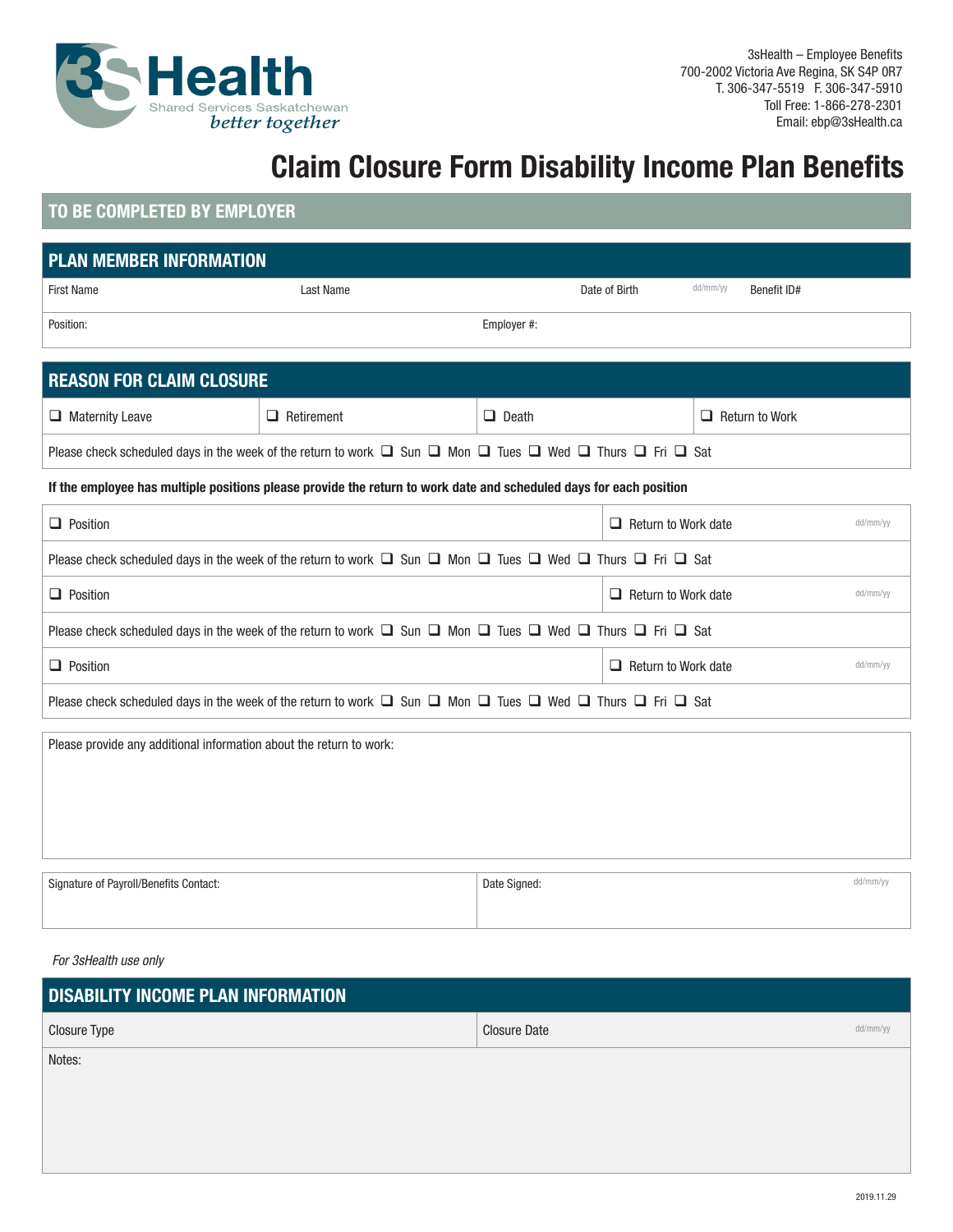3sHealth – Employee Benefits
700-2002 Victoria Ave Regina, SK S4P 0R7
T. 306-347-5519 F. 306-347-5910
Toll Free: 1-866-278-2301
Email: ebp@3sHealth.ca

# Claim Closure Form Disability Income Plan Benefits

## TO BE COMPLETED BY EMPLOYER

### PLAN MEMBER INFORMATION

| | | | |
|---|---|---|---|
| First Name | Last Name | Date of Birth dd/mm/yy | Benefit ID# |
| Position: | | Employer #: | |

### REASON FOR CLAIM CLOSURE

| | | | |
|---|---|---|---|
| ❑ Maternity Leave | ❑ Retirement | ❑ Death | ❑ Return to Work |

Please check scheduled days in the week of the return to work ❑ Sun ❑ Mon ❑ Tues ❑ Wed ❑ Thurs ❑ Fri ❑ Sat

**If the employee has multiple positions please provide the return to work date and scheduled days for each position**

| | |
|---|---|
| ❑ Position | ❑ Return to Work date dd/mm/yy |
| Please check scheduled days in the week of the return to work ❑ Sun ❑ Mon ❑ Tues ❑ Wed ❑ Thurs ❑ Fri ❑ Sat | |
| ❑ Position | ❑ Return to Work date dd/mm/yy |
| Please check scheduled days in the week of the return to work ❑ Sun ❑ Mon ❑ Tues ❑ Wed ❑ Thurs ❑ Fri ❑ Sat | |
| ❑ Position | ❑ Return to Work date dd/mm/yy |
| Please check scheduled days in the week of the return to work ❑ Sun ❑ Mon ❑ Tues ❑ Wed ❑ Thurs ❑ Fri ❑ Sat | |

Please provide any additional information about the return to work:

| | |
|---|---|
| Signature of Payroll/Benefits Contact: | Date Signed: dd/mm/yy |

*For 3sHealth use only*

### DISABILITY INCOME PLAN INFORMATION

| | |
|---|---|
| Closure Type | Closure Date dd/mm/yy |

Notes:

2019.11.29